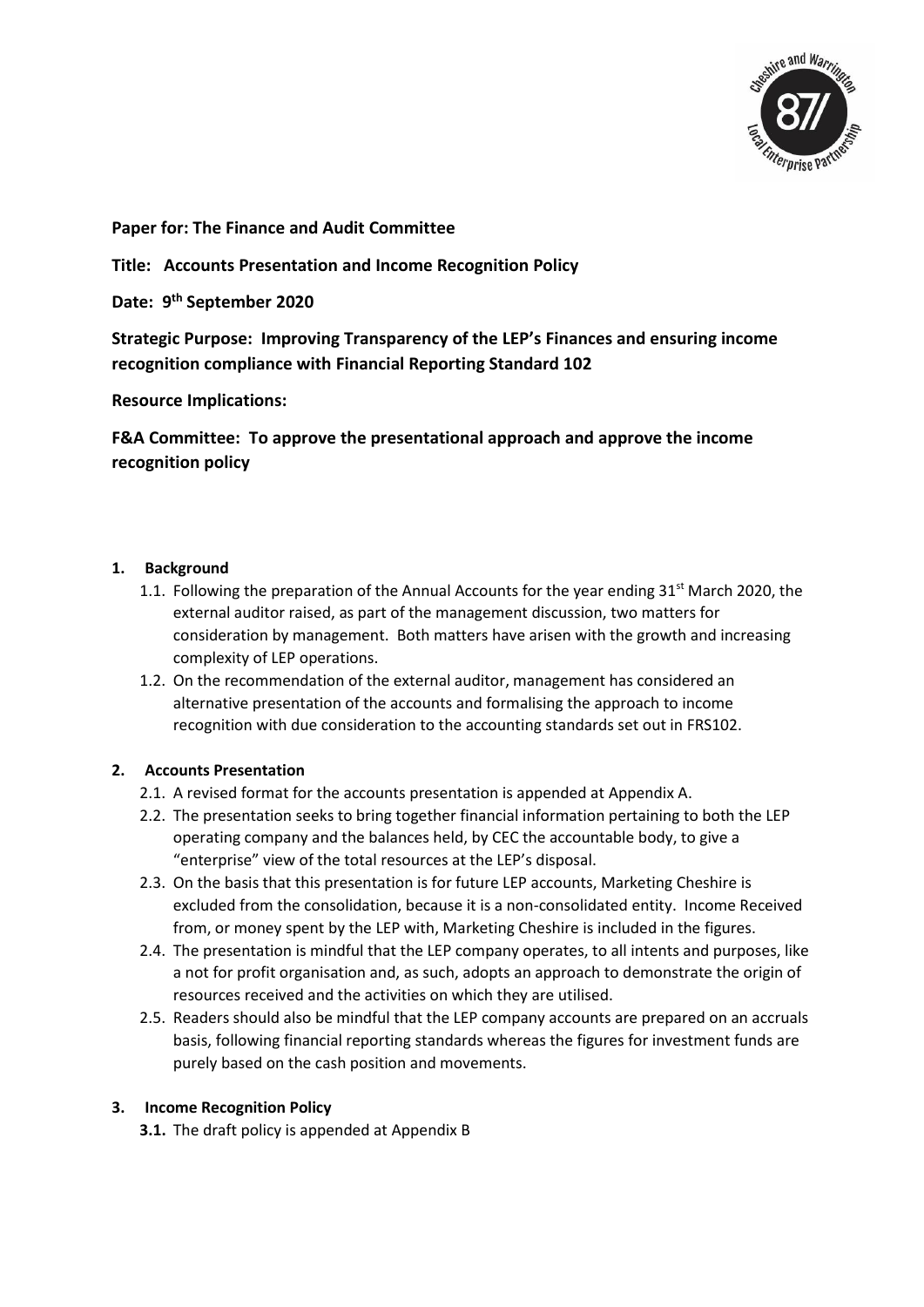**Paper for: The Finance and Audit Committee**

**Title: Accounts Presentation and Income Recognition Policy**

**Date: 9th September 2020**

**Strategic Purpose: Improving Transparency of the LEP's Finances and ensuring income recognition compliance with Financial Reporting Standard 102**

**Resource Implications:**

**F&A Committee: To approve the presentational approach and approve the income recognition policy**

1. **Background**
   1.1. Following the preparation of the Annual Accounts for the year ending 31st March 2020, the external auditor raised, as part of the management discussion, two matters for consideration by management. Both matters have arisen with the growth and increasing complexity of LEP operations.
   1.2. On the recommendation of the external auditor, management has considered an alternative presentation of the accounts and formalising the approach to income recognition with due consideration to the accounting standards set out in FRS102.

2. **Accounts Presentation**
   2.1. A revised format for the accounts presentation is appended at Appendix A.
   2.2. The presentation seeks to bring together financial information pertaining to both the LEP operating company and the balances held, by CEC the accountable body, to give a "enterprise" view of the total resources at the LEP's disposal.
   2.3. On the basis that this presentation is for future LEP accounts, Marketing Cheshire is excluded from the consolidation, because it is a non-consolidated entity. Income Received from, or money spent by the LEP with, Marketing Cheshire is included in the figures.
   2.4. The presentation is mindful that the LEP company operates, to all intents and purposes, like a not for profit organisation and, as such, adopts an approach to demonstrate the origin of resources received and the activities on which they are utilised.
   2.5. Readers should also be mindful that the LEP company accounts are prepared on an accruals basis, following financial reporting standards whereas the figures for investment funds are purely based on the cash position and movements.

3. **Income Recognition Policy**
   **3.1.** The draft policy is appended at Appendix B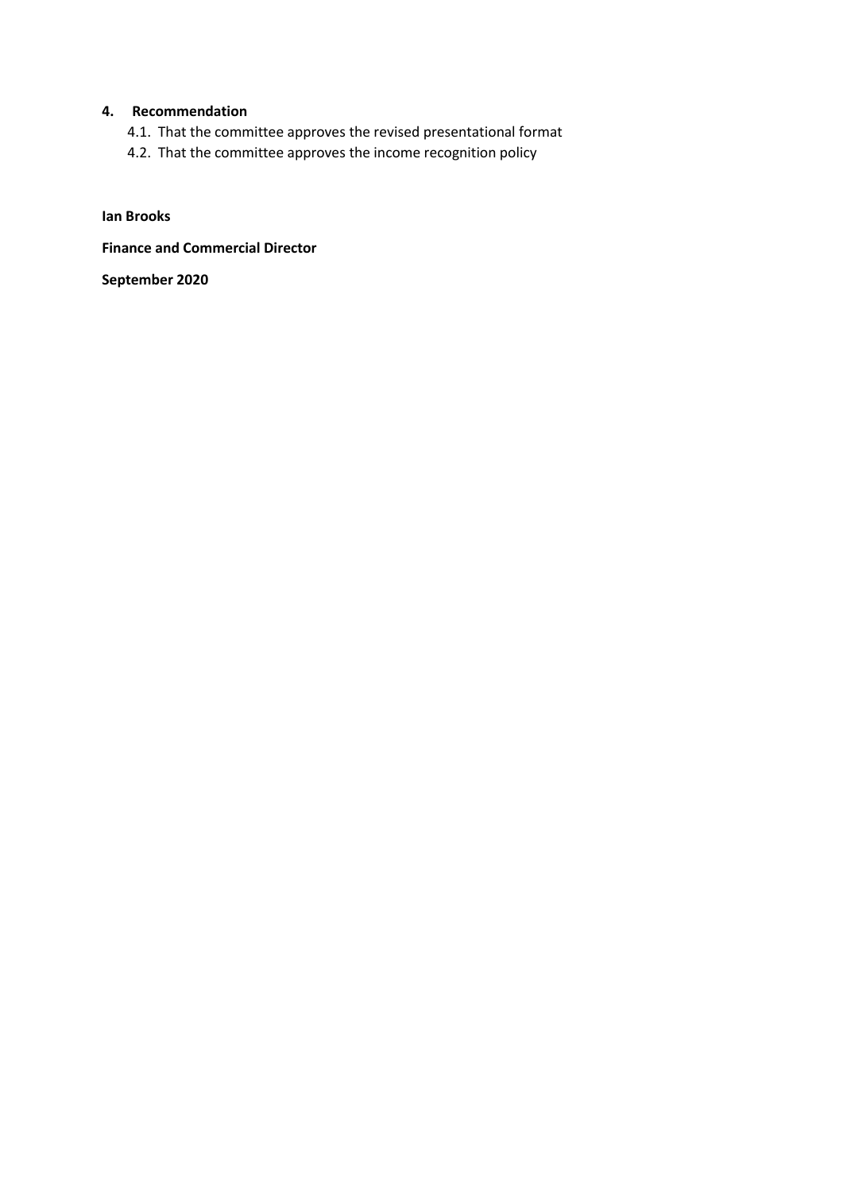## 4. Recommendation

4.1. That the committee approves the revised presentational format

4.2. That the committee approves the income recognition policy

**Ian Brooks**

**Finance and Commercial Director**

**September 2020**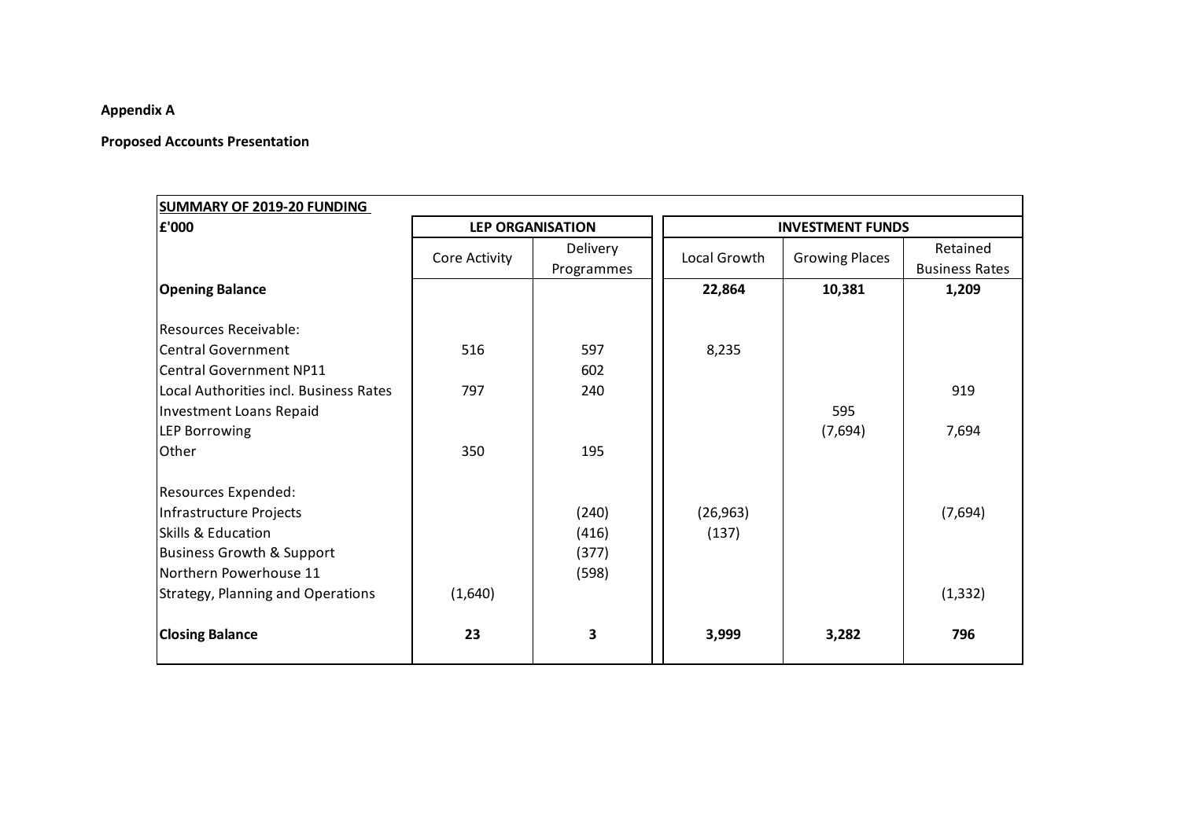**Appendix A**

**Proposed Accounts Presentation**

| **SUMMARY OF 2019-20 FUNDING** | | | | | |
|---|---|---|---|---|---|
| **£'000** | **LEP ORGANISATION** | | **INVESTMENT FUNDS** | | |
| | Core Activity | Delivery Programmes | Local Growth | Growing Places | Retained Business Rates |
| **Opening Balance** | | | **22,864** | **10,381** | **1,209** |
| Resources Receivable: | | | | | |
| Central Government | 516 | 597 | 8,235 | | |
| Central Government NP11 | | 602 | | | |
| Local Authorities incl. Business Rates | 797 | 240 | | | 919 |
| Investment Loans Repaid | | | | 595 | |
| LEP Borrowing | | | | (7,694) | 7,694 |
| Other | 350 | 195 | | | |
| Resources Expended: | | | | | |
| Infrastructure Projects | | (240) | (26,963) | | (7,694) |
| Skills & Education | | (416) | (137) | | |
| Business Growth & Support | | (377) | | | |
| Northern Powerhouse 11 | | (598) | | | |
| Strategy, Planning and Operations | (1,640) | | | | (1,332) |
| **Closing Balance** | **23** | **3** | **3,999** | **3,282** | **796** |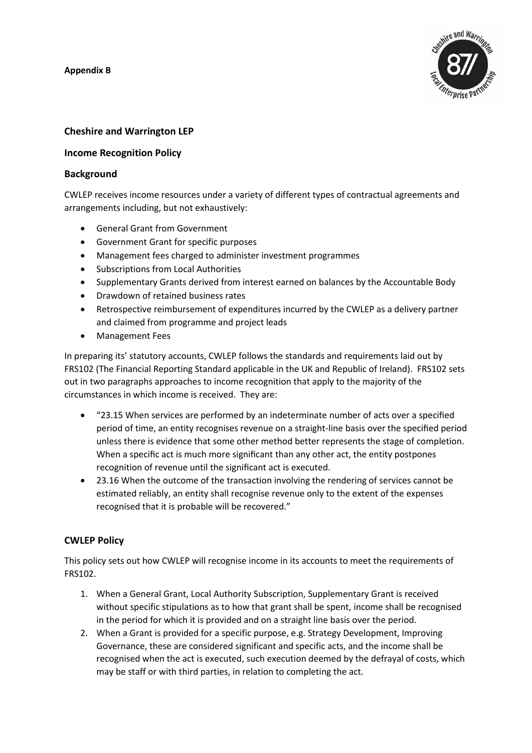**Appendix B**

## Cheshire and Warrington LEP

## Income Recognition Policy

## Background

CWLEP receives income resources under a variety of different types of contractual agreements and arrangements including, but not exhaustively:

- General Grant from Government
- Government Grant for specific purposes
- Management fees charged to administer investment programmes
- Subscriptions from Local Authorities
- Supplementary Grants derived from interest earned on balances by the Accountable Body
- Drawdown of retained business rates
- Retrospective reimbursement of expenditures incurred by the CWLEP as a delivery partner and claimed from programme and project leads
- Management Fees

In preparing its' statutory accounts, CWLEP follows the standards and requirements laid out by FRS102 (The Financial Reporting Standard applicable in the UK and Republic of Ireland). FRS102 sets out in two paragraphs approaches to income recognition that apply to the majority of the circumstances in which income is received. They are:

- "23.15 When services are performed by an indeterminate number of acts over a specified period of time, an entity recognises revenue on a straight-line basis over the specified period unless there is evidence that some other method better represents the stage of completion. When a specific act is much more significant than any other act, the entity postpones recognition of revenue until the significant act is executed.
- 23.16 When the outcome of the transaction involving the rendering of services cannot be estimated reliably, an entity shall recognise revenue only to the extent of the expenses recognised that it is probable will be recovered."

## CWLEP Policy

This policy sets out how CWLEP will recognise income in its accounts to meet the requirements of FRS102.

1. When a General Grant, Local Authority Subscription, Supplementary Grant is received without specific stipulations as to how that grant shall be spent, income shall be recognised in the period for which it is provided and on a straight line basis over the period.
2. When a Grant is provided for a specific purpose, e.g. Strategy Development, Improving Governance, these are considered significant and specific acts, and the income shall be recognised when the act is executed, such execution deemed by the defrayal of costs, which may be staff or with third parties, in relation to completing the act.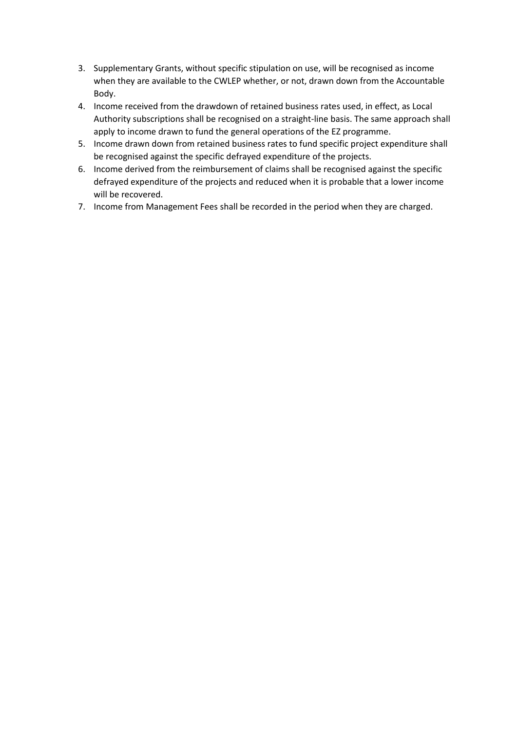3. Supplementary Grants, without specific stipulation on use, will be recognised as income when they are available to the CWLEP whether, or not, drawn down from the Accountable Body.
4. Income received from the drawdown of retained business rates used, in effect, as Local Authority subscriptions shall be recognised on a straight-line basis. The same approach shall apply to income drawn to fund the general operations of the EZ programme.
5. Income drawn down from retained business rates to fund specific project expenditure shall be recognised against the specific defrayed expenditure of the projects.
6. Income derived from the reimbursement of claims shall be recognised against the specific defrayed expenditure of the projects and reduced when it is probable that a lower income will be recovered.
7. Income from Management Fees shall be recorded in the period when they are charged.